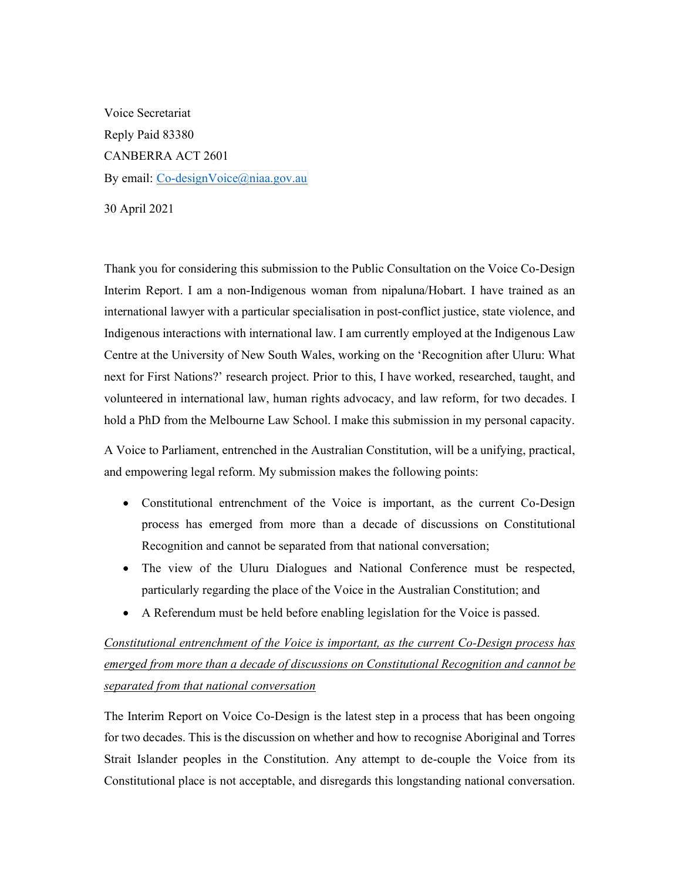Voice Secretariat

Reply Paid 83380

CANBERRA ACT 2601

By email: Co-designVoice@niaa.gov.au

30 April 2021

Thank you for considering this submission to the Public Consultation on the Voice Co-Design Interim Report. I am a non-Indigenous woman from nipaluna/Hobart. I have trained as an international lawyer with a particular specialisation in post-conflict justice, state violence, and Indigenous interactions with international law. I am currently employed at the Indigenous Law Centre at the University of New South Wales, working on the 'Recognition after Uluru: What next for First Nations?' research project. Prior to this, I have worked, researched, taught, and volunteered in international law, human rights advocacy, and law reform, for two decades. I hold a PhD from the Melbourne Law School. I make this submission in my personal capacity.

A Voice to Parliament, entrenched in the Australian Constitution, will be a unifying, practical, and empowering legal reform. My submission makes the following points:

- Constitutional entrenchment of the Voice is important, as the current Co-Design process has emerged from more than a decade of discussions on Constitutional Recognition and cannot be separated from that national conversation;
- The view of the Uluru Dialogues and National Conference must be respected, particularly regarding the place of the Voice in the Australian Constitution; and
- A Referendum must be held before enabling legislation for the Voice is passed.

*Constitutional entrenchment of the Voice is important, as the current Co-Design process has emerged from more than a decade of discussions on Constitutional Recognition and cannot be separated from that national conversation*

The Interim Report on Voice Co-Design is the latest step in a process that has been ongoing for two decades. This is the discussion on whether and how to recognise Aboriginal and Torres Strait Islander peoples in the Constitution. Any attempt to de-couple the Voice from its Constitutional place is not acceptable, and disregards this longstanding national conversation.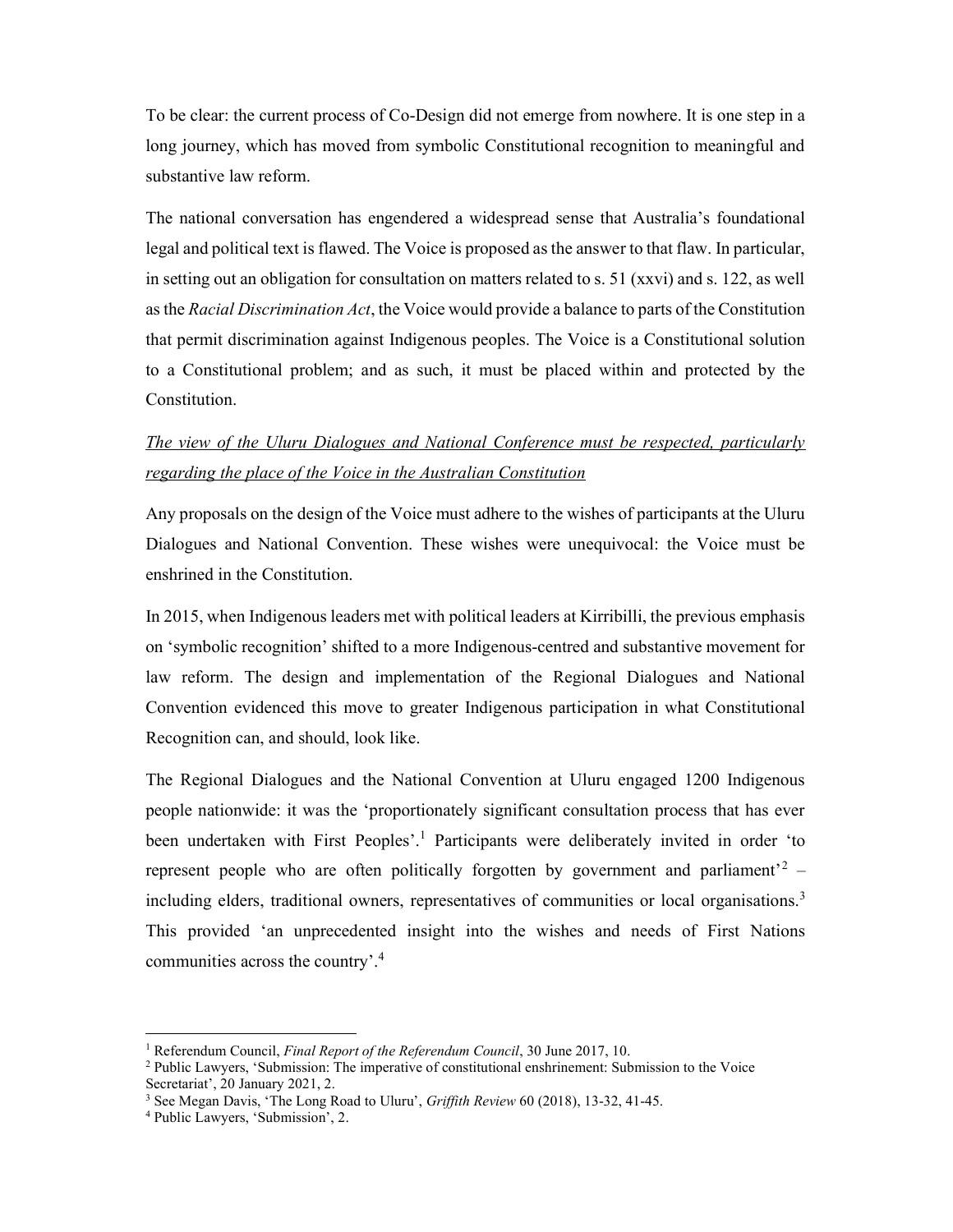To be clear: the current process of Co-Design did not emerge from nowhere. It is one step in a long journey, which has moved from symbolic Constitutional recognition to meaningful and substantive law reform.

The national conversation has engendered a widespread sense that Australia's foundational legal and political text is flawed. The Voice is proposed as the answer to that flaw. In particular, in setting out an obligation for consultation on matters related to s. 51 (xxvi) and s. 122, as well as the *Racial Discrimination Act*, the Voice would provide a balance to parts of the Constitution that permit discrimination against Indigenous peoples. The Voice is a Constitutional solution to a Constitutional problem; and as such, it must be placed within and protected by the Constitution.

<u>*The view of the Uluru Dialogues and National Conference must be respected, particularly regarding the place of the Voice in the Australian Constitution*</u>

Any proposals on the design of the Voice must adhere to the wishes of participants at the Uluru Dialogues and National Convention. These wishes were unequivocal: the Voice must be enshrined in the Constitution.

In 2015, when Indigenous leaders met with political leaders at Kirribilli, the previous emphasis on 'symbolic recognition' shifted to a more Indigenous-centred and substantive movement for law reform. The design and implementation of the Regional Dialogues and National Convention evidenced this move to greater Indigenous participation in what Constitutional Recognition can, and should, look like.

The Regional Dialogues and the National Convention at Uluru engaged 1200 Indigenous people nationwide: it was the 'proportionately significant consultation process that has ever been undertaken with First Peoples'.[1] Participants were deliberately invited in order 'to represent people who are often politically forgotten by government and parliament'[2] – including elders, traditional owners, representatives of communities or local organisations.[3] This provided 'an unprecedented insight into the wishes and needs of First Nations communities across the country'.[4]

---

[1] Referendum Council, *Final Report of the Referendum Council*, 30 June 2017, 10.

[2] Public Lawyers, 'Submission: The imperative of constitutional enshrinement: Submission to the Voice Secretariat', 20 January 2021, 2.

[3] See Megan Davis, 'The Long Road to Uluru', *Griffith Review* 60 (2018), 13-32, 41-45.

[4] Public Lawyers, 'Submission', 2.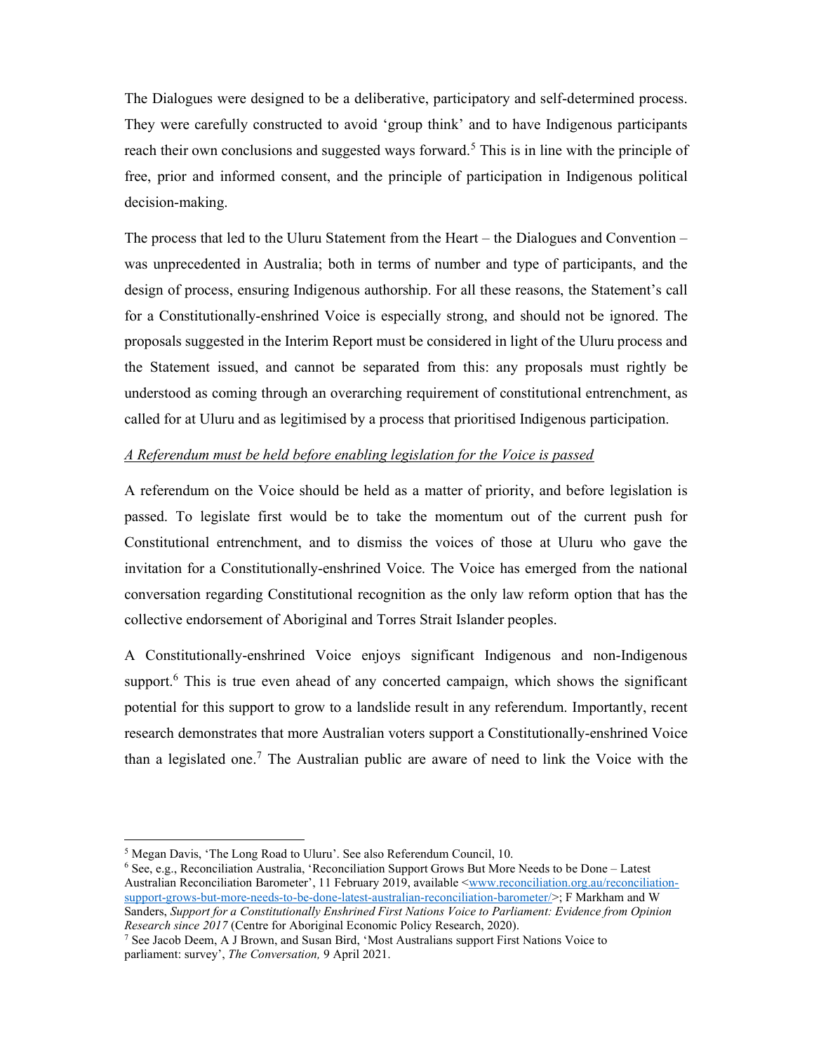The Dialogues were designed to be a deliberative, participatory and self-determined process. They were carefully constructed to avoid 'group think' and to have Indigenous participants reach their own conclusions and suggested ways forward.[5] This is in line with the principle of free, prior and informed consent, and the principle of participation in Indigenous political decision-making.

The process that led to the Uluru Statement from the Heart – the Dialogues and Convention – was unprecedented in Australia; both in terms of number and type of participants, and the design of process, ensuring Indigenous authorship. For all these reasons, the Statement's call for a Constitutionally-enshrined Voice is especially strong, and should not be ignored. The proposals suggested in the Interim Report must be considered in light of the Uluru process and the Statement issued, and cannot be separated from this: any proposals must rightly be understood as coming through an overarching requirement of constitutional entrenchment, as called for at Uluru and as legitimised by a process that prioritised Indigenous participation.

*A Referendum must be held before enabling legislation for the Voice is passed*

A referendum on the Voice should be held as a matter of priority, and before legislation is passed. To legislate first would be to take the momentum out of the current push for Constitutional entrenchment, and to dismiss the voices of those at Uluru who gave the invitation for a Constitutionally-enshrined Voice. The Voice has emerged from the national conversation regarding Constitutional recognition as the only law reform option that has the collective endorsement of Aboriginal and Torres Strait Islander peoples.

A Constitutionally-enshrined Voice enjoys significant Indigenous and non-Indigenous support.[6] This is true even ahead of any concerted campaign, which shows the significant potential for this support to grow to a landslide result in any referendum. Importantly, recent research demonstrates that more Australian voters support a Constitutionally-enshrined Voice than a legislated one.[7] The Australian public are aware of need to link the Voice with the

---

[5] Megan Davis, 'The Long Road to Uluru'. See also Referendum Council, 10.

[6] See, e.g., Reconciliation Australia, 'Reconciliation Support Grows But More Needs to be Done – Latest Australian Reconciliation Barometer', 11 February 2019, available <www.reconciliation.org.au/reconciliation-support-grows-but-more-needs-to-be-done-latest-australian-reconciliation-barometer/>; F Markham and W Sanders, *Support for a Constitutionally Enshrined First Nations Voice to Parliament: Evidence from Opinion Research since 2017* (Centre for Aboriginal Economic Policy Research, 2020).

[7] See Jacob Deem, A J Brown, and Susan Bird, 'Most Australians support First Nations Voice to parliament: survey', *The Conversation,* 9 April 2021.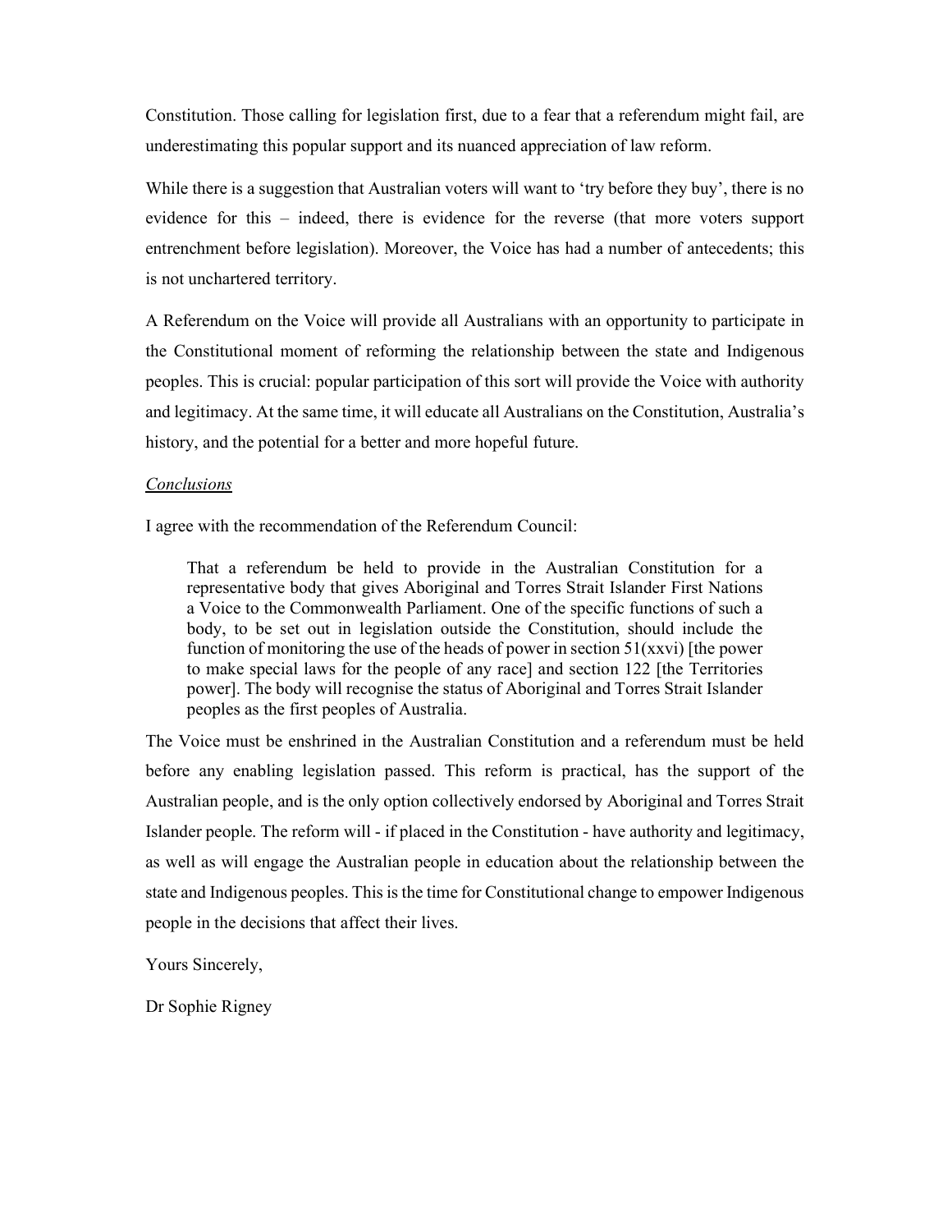Constitution. Those calling for legislation first, due to a fear that a referendum might fail, are underestimating this popular support and its nuanced appreciation of law reform.

While there is a suggestion that Australian voters will want to 'try before they buy', there is no evidence for this – indeed, there is evidence for the reverse (that more voters support entrenchment before legislation). Moreover, the Voice has had a number of antecedents; this is not unchartered territory.

A Referendum on the Voice will provide all Australians with an opportunity to participate in the Constitutional moment of reforming the relationship between the state and Indigenous peoples. This is crucial: popular participation of this sort will provide the Voice with authority and legitimacy. At the same time, it will educate all Australians on the Constitution, Australia's history, and the potential for a better and more hopeful future.

*Conclusions*

I agree with the recommendation of the Referendum Council:

> That a referendum be held to provide in the Australian Constitution for a representative body that gives Aboriginal and Torres Strait Islander First Nations a Voice to the Commonwealth Parliament. One of the specific functions of such a body, to be set out in legislation outside the Constitution, should include the function of monitoring the use of the heads of power in section 51(xxvi) [the power to make special laws for the people of any race] and section 122 [the Territories power]. The body will recognise the status of Aboriginal and Torres Strait Islander peoples as the first peoples of Australia.

The Voice must be enshrined in the Australian Constitution and a referendum must be held before any enabling legislation passed. This reform is practical, has the support of the Australian people, and is the only option collectively endorsed by Aboriginal and Torres Strait Islander people. The reform will - if placed in the Constitution - have authority and legitimacy, as well as will engage the Australian people in education about the relationship between the state and Indigenous peoples. This is the time for Constitutional change to empower Indigenous people in the decisions that affect their lives.

Yours Sincerely,

Dr Sophie Rigney